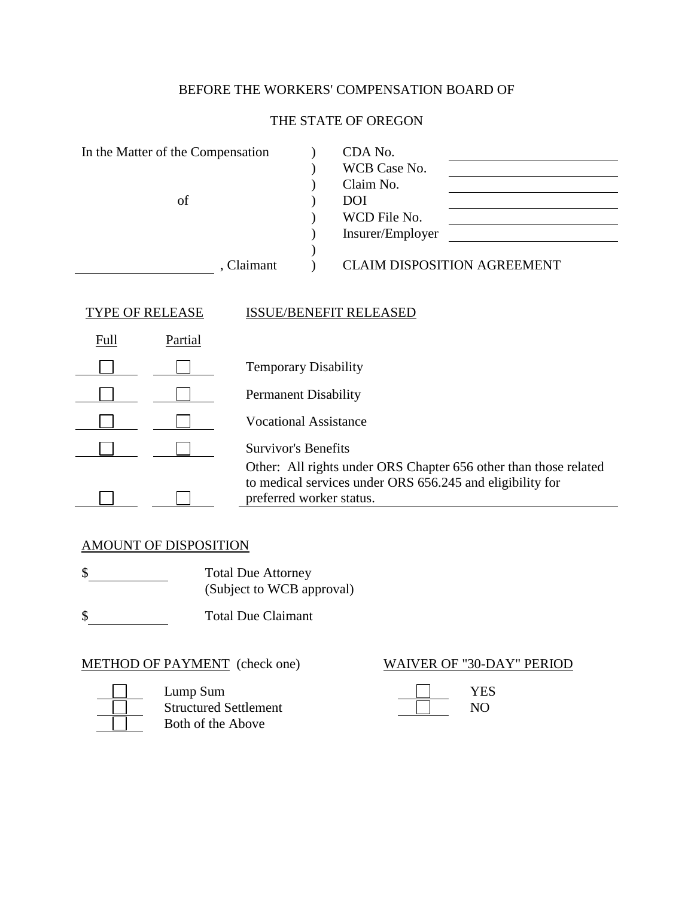BEFORE THE WORKERS' COMPENSATION BOARD OF

THE STATE OF OREGON

| In the Matter of the Compensation | ) | CDA No. | ______________ |
|---|---|---|---|
| | ) | WCB Case No. | ______________ |
| | ) | Claim No. | ______________ |
| of | ) | DOI | ______________ |
| | ) | WCD File No. | ______________ |
| | ) | Insurer/Employer | ______________ |
| | ) | | |
| ______________, Claimant | ) | CLAIM DISPOSITION AGREEMENT | |

| TYPE OF RELEASE | | ISSUE/BENEFIT RELEASED |
|---|---|---|
| Full | Partial | |
| ☐ | ☐ | Temporary Disability |
| ☐ | ☐ | Permanent Disability |
| ☐ | ☐ | Vocational Assistance |
| ☐ | ☐ | Survivor's Benefits |
| ☐ | ☐ | Other: All rights under ORS Chapter 656 other than those related to medical services under ORS 656.245 and eligibility for preferred worker status. |

AMOUNT OF DISPOSITION

$__________ Total Due Attorney
(Subject to WCB approval)

$__________ Total Due Claimant

METHOD OF PAYMENT (check one)

☐ Lump Sum
☐ Structured Settlement
☐ Both of the Above

WAIVER OF "30-DAY" PERIOD

☐ YES
☐ NO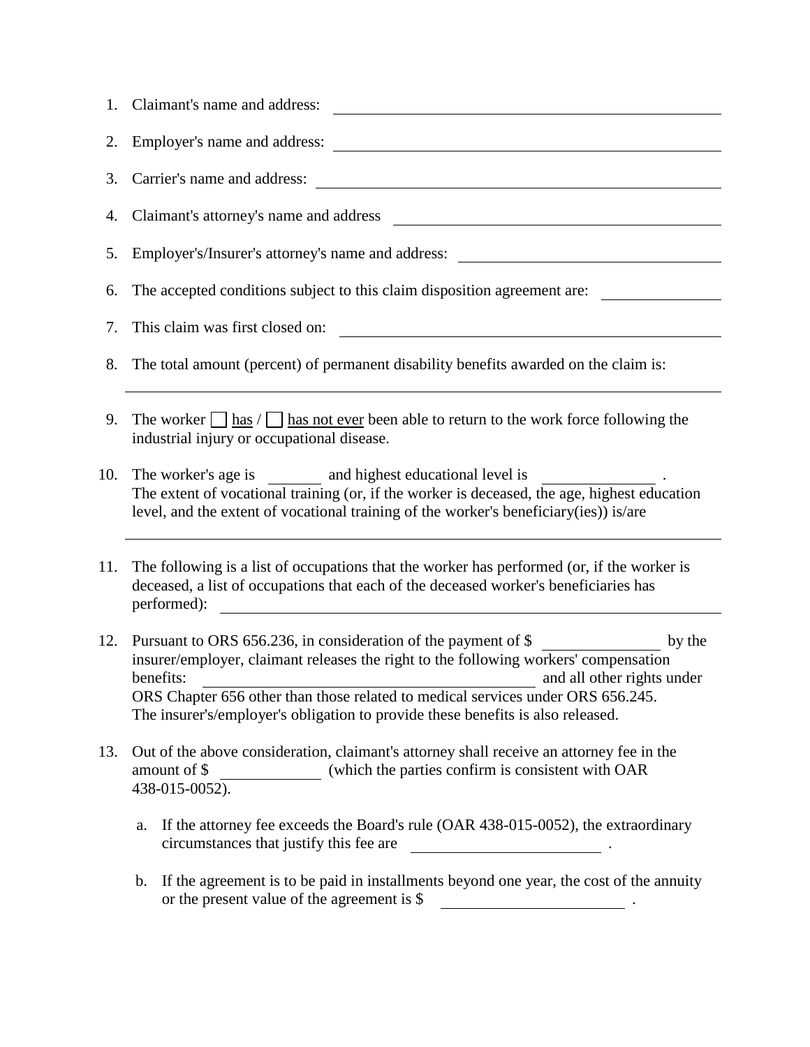1. Claimant's name and address: ______________________________

2. Employer's name and address: ______________________________

3. Carrier's name and address: ______________________________

4. Claimant's attorney's name and address ______________________________

5. Employer's/Insurer's attorney's name and address: ______________________________

6. The accepted conditions subject to this claim disposition agreement are: ______________

7. This claim was first closed on: ______________________________

8. The total amount (percent) of permanent disability benefits awarded on the claim is:

   ______________________________

9. The worker ☐ <u>has</u> / ☐ <u>has not ever</u> been able to return to the work force following the industrial injury or occupational disease.

10. The worker's age is ________ and highest educational level is ______________ .
    The extent of vocational training (or, if the worker is deceased, the age, highest education level, and the extent of vocational training of the worker's beneficiary(ies)) is/are

    ______________________________

11. The following is a list of occupations that the worker has performed (or, if the worker is deceased, a list of occupations that each of the deceased worker's beneficiaries has performed): ______________________________

12. Pursuant to ORS 656.236, in consideration of the payment of $ ______________ by the insurer/employer, claimant releases the right to the following workers' compensation benefits: ______________________________ and all other rights under ORS Chapter 656 other than those related to medical services under ORS 656.245. The insurer's/employer's obligation to provide these benefits is also released.

13. Out of the above consideration, claimant's attorney shall receive an attorney fee in the amount of $ ____________ (which the parties confirm is consistent with OAR 438-015-0052).

    a. If the attorney fee exceeds the Board's rule (OAR 438-015-0052), the extraordinary circumstances that justify this fee are ______________________ .

    b. If the agreement is to be paid in installments beyond one year, the cost of the annuity or the present value of the agreement is $ ______________________ .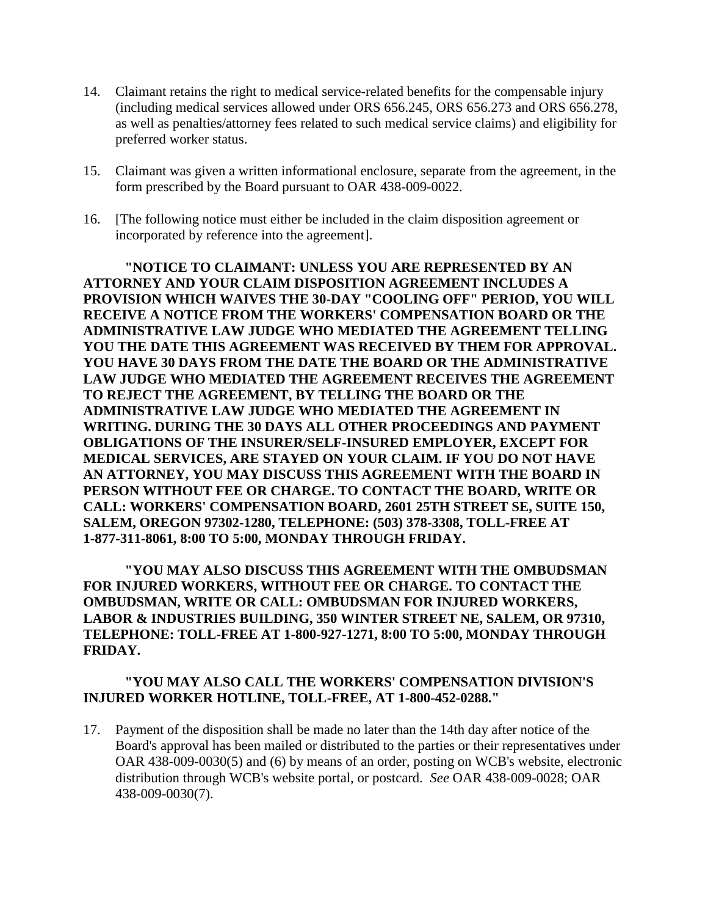14. Claimant retains the right to medical service-related benefits for the compensable injury (including medical services allowed under ORS 656.245, ORS 656.273 and ORS 656.278, as well as penalties/attorney fees related to such medical service claims) and eligibility for preferred worker status.

15. Claimant was given a written informational enclosure, separate from the agreement, in the form prescribed by the Board pursuant to OAR 438-009-0022.

16. [The following notice must either be included in the claim disposition agreement or incorporated by reference into the agreement].

**"NOTICE TO CLAIMANT: UNLESS YOU ARE REPRESENTED BY AN ATTORNEY AND YOUR CLAIM DISPOSITION AGREEMENT INCLUDES A PROVISION WHICH WAIVES THE 30-DAY "COOLING OFF" PERIOD, YOU WILL RECEIVE A NOTICE FROM THE WORKERS' COMPENSATION BOARD OR THE ADMINISTRATIVE LAW JUDGE WHO MEDIATED THE AGREEMENT TELLING YOU THE DATE THIS AGREEMENT WAS RECEIVED BY THEM FOR APPROVAL. YOU HAVE 30 DAYS FROM THE DATE THE BOARD OR THE ADMINISTRATIVE LAW JUDGE WHO MEDIATED THE AGREEMENT RECEIVES THE AGREEMENT TO REJECT THE AGREEMENT, BY TELLING THE BOARD OR THE ADMINISTRATIVE LAW JUDGE WHO MEDIATED THE AGREEMENT IN WRITING. DURING THE 30 DAYS ALL OTHER PROCEEDINGS AND PAYMENT OBLIGATIONS OF THE INSURER/SELF-INSURED EMPLOYER, EXCEPT FOR MEDICAL SERVICES, ARE STAYED ON YOUR CLAIM. IF YOU DO NOT HAVE AN ATTORNEY, YOU MAY DISCUSS THIS AGREEMENT WITH THE BOARD IN PERSON WITHOUT FEE OR CHARGE. TO CONTACT THE BOARD, WRITE OR CALL: WORKERS' COMPENSATION BOARD, 2601 25TH STREET SE, SUITE 150, SALEM, OREGON 97302-1280, TELEPHONE: (503) 378-3308, TOLL-FREE AT 1-877-311-8061, 8:00 TO 5:00, MONDAY THROUGH FRIDAY.**

**"YOU MAY ALSO DISCUSS THIS AGREEMENT WITH THE OMBUDSMAN FOR INJURED WORKERS, WITHOUT FEE OR CHARGE. TO CONTACT THE OMBUDSMAN, WRITE OR CALL: OMBUDSMAN FOR INJURED WORKERS, LABOR & INDUSTRIES BUILDING, 350 WINTER STREET NE, SALEM, OR 97310, TELEPHONE: TOLL-FREE AT 1-800-927-1271, 8:00 TO 5:00, MONDAY THROUGH FRIDAY.**

**"YOU MAY ALSO CALL THE WORKERS' COMPENSATION DIVISION'S INJURED WORKER HOTLINE, TOLL-FREE, AT 1-800-452-0288."**

17. Payment of the disposition shall be made no later than the 14th day after notice of the Board's approval has been mailed or distributed to the parties or their representatives under OAR 438-009-0030(5) and (6) by means of an order, posting on WCB's website, electronic distribution through WCB's website portal, or postcard. *See* OAR 438-009-0028; OAR 438-009-0030(7).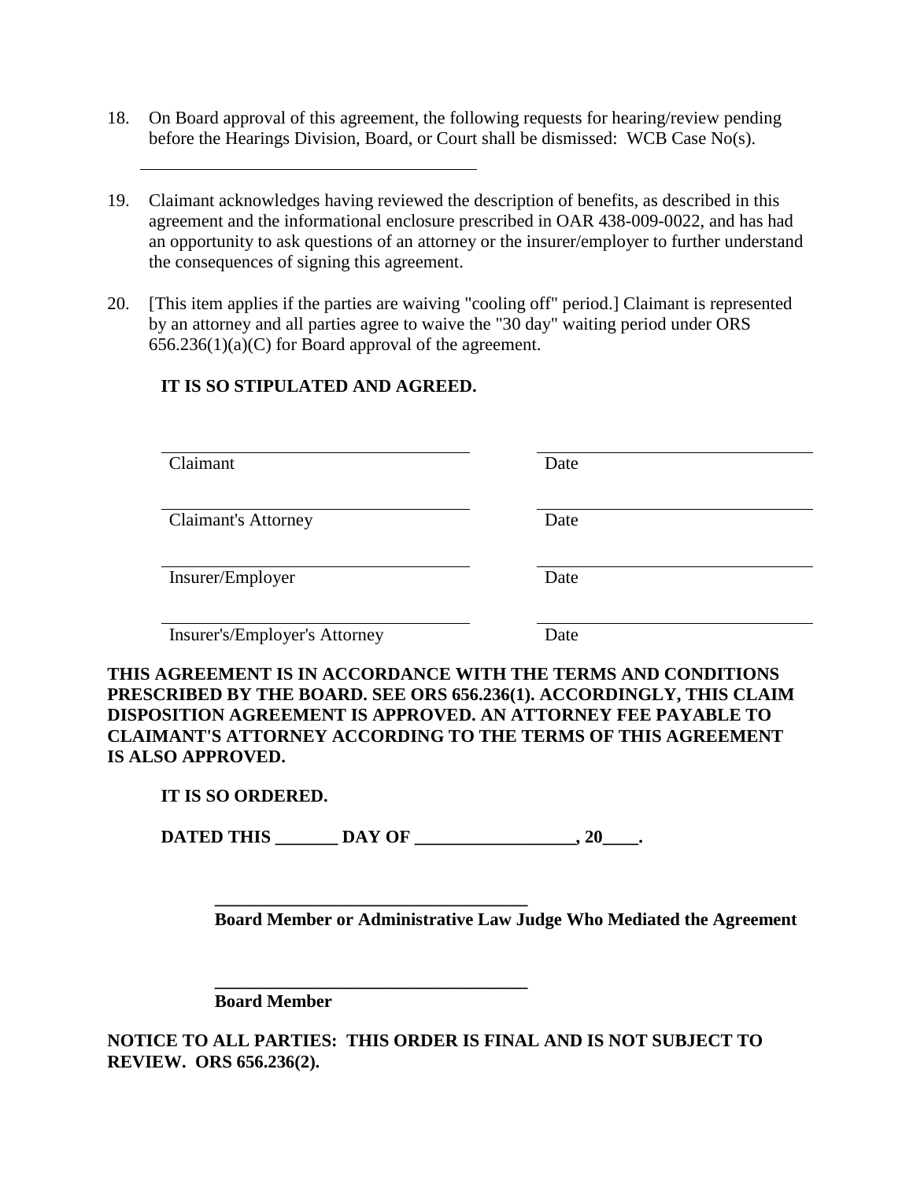18. On Board approval of this agreement, the following requests for hearing/review pending before the Hearings Division, Board, or Court shall be dismissed: WCB Case No(s).

    ________________________________________

19. Claimant acknowledges having reviewed the description of benefits, as described in this agreement and the informational enclosure prescribed in OAR 438-009-0022, and has had an opportunity to ask questions of an attorney or the insurer/employer to further understand the consequences of signing this agreement.

20. [This item applies if the parties are waiving "cooling off" period.] Claimant is represented by an attorney and all parties agree to waive the "30 day" waiting period under ORS 656.236(1)(a)(C) for Board approval of the agreement.

**IT IS SO STIPULATED AND AGREED.**

| | |
|---|---|
| ________________________________ | ________________________________ |
| Claimant | Date |
| ________________________________ | ________________________________ |
| Claimant's Attorney | Date |
| ________________________________ | ________________________________ |
| Insurer/Employer | Date |
| ________________________________ | ________________________________ |
| Insurer's/Employer's Attorney | Date |

**THIS AGREEMENT IS IN ACCORDANCE WITH THE TERMS AND CONDITIONS PRESCRIBED BY THE BOARD. SEE ORS 656.236(1). ACCORDINGLY, THIS CLAIM DISPOSITION AGREEMENT IS APPROVED. AN ATTORNEY FEE PAYABLE TO CLAIMANT'S ATTORNEY ACCORDING TO THE TERMS OF THIS AGREEMENT IS ALSO APPROVED.**

**IT IS SO ORDERED.**

**DATED THIS _______ DAY OF __________________, 20____.**

**____________________________________**
**Board Member or Administrative Law Judge Who Mediated the Agreement**

**____________________________________**
**Board Member**

**NOTICE TO ALL PARTIES: THIS ORDER IS FINAL AND IS NOT SUBJECT TO REVIEW. ORS 656.236(2).**